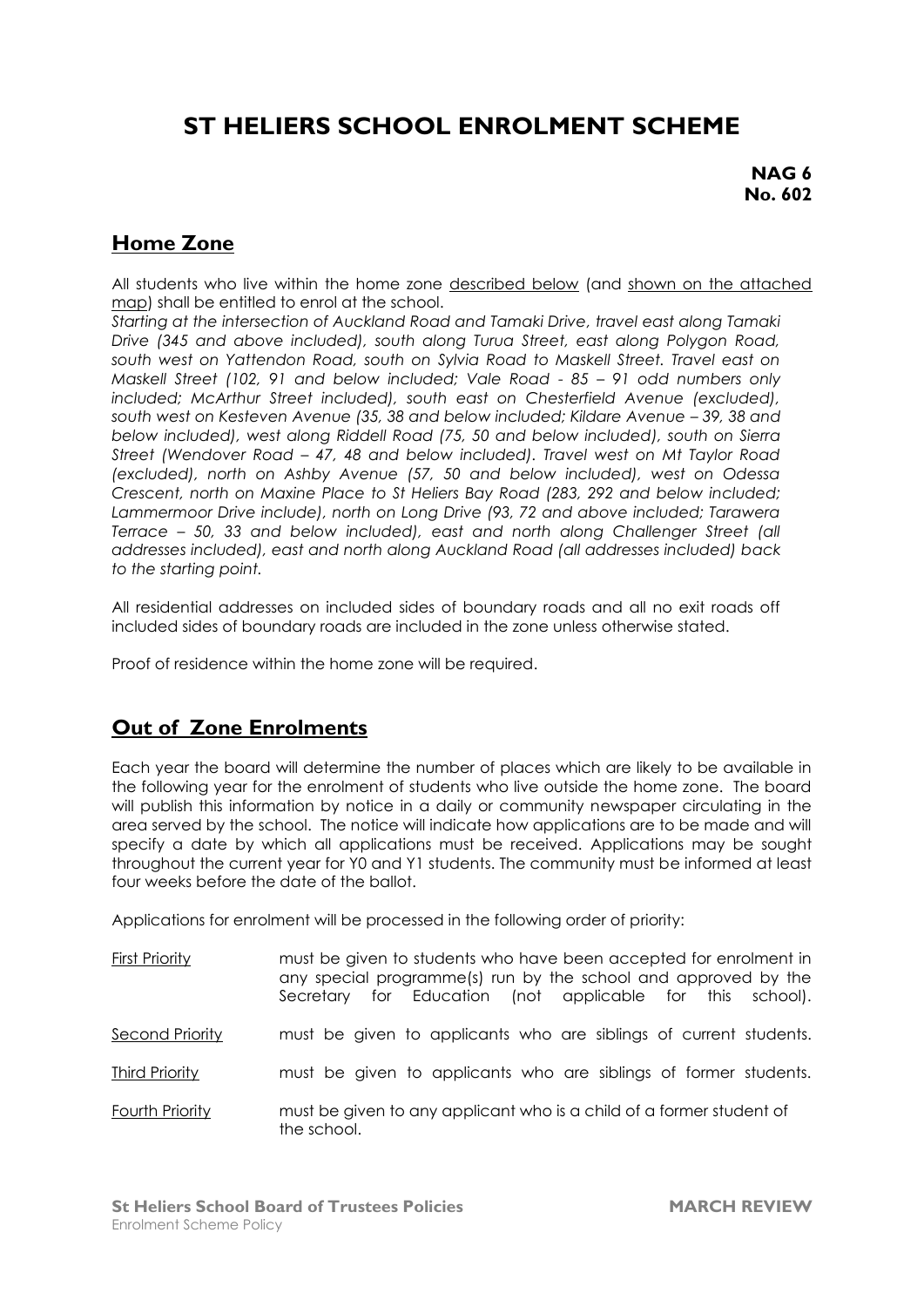# ST HELIERS SCHOOL ENROLMENT SCHEME

**NAG 6**
**No. 602**

## Home Zone

All students who live within the home zone described below (and shown on the attached map) shall be entitled to enrol at the school.

*Starting at the intersection of Auckland Road and Tamaki Drive, travel east along Tamaki Drive (345 and above included), south along Turua Street, east along Polygon Road, south west on Yattendon Road, south on Sylvia Road to Maskell Street. Travel east on Maskell Street (102, 91 and below included; Vale Road - 85 – 91 odd numbers only included; McArthur Street included), south east on Chesterfield Avenue (excluded), south west on Kesteven Avenue (35, 38 and below included; Kildare Avenue – 39, 38 and below included), west along Riddell Road (75, 50 and below included), south on Sierra Street (Wendover Road – 47, 48 and below included). Travel west on Mt Taylor Road (excluded), north on Ashby Avenue (57, 50 and below included), west on Odessa Crescent, north on Maxine Place to St Heliers Bay Road (283, 292 and below included; Lammermoor Drive include), north on Long Drive (93, 72 and above included; Tarawera Terrace – 50, 33 and below included), east and north along Challenger Street (all addresses included), east and north along Auckland Road (all addresses included) back to the starting point.*

All residential addresses on included sides of boundary roads and all no exit roads off included sides of boundary roads are included in the zone unless otherwise stated.

Proof of residence within the home zone will be required.

## Out of Zone Enrolments

Each year the board will determine the number of places which are likely to be available in the following year for the enrolment of students who live outside the home zone. The board will publish this information by notice in a daily or community newspaper circulating in the area served by the school. The notice will indicate how applications are to be made and will specify a date by which all applications must be received. Applications may be sought throughout the current year for Y0 and Y1 students. The community must be informed at least four weeks before the date of the ballot.

Applications for enrolment will be processed in the following order of priority:

| | |
|---|---|
| First Priority | must be given to students who have been accepted for enrolment in any special programme(s) run by the school and approved by the Secretary for Education (not applicable for this school). |
| Second Priority | must be given to applicants who are siblings of current students. |
| Third Priority | must be given to applicants who are siblings of former students. |
| Fourth Priority | must be given to any applicant who is a child of a former student of the school. |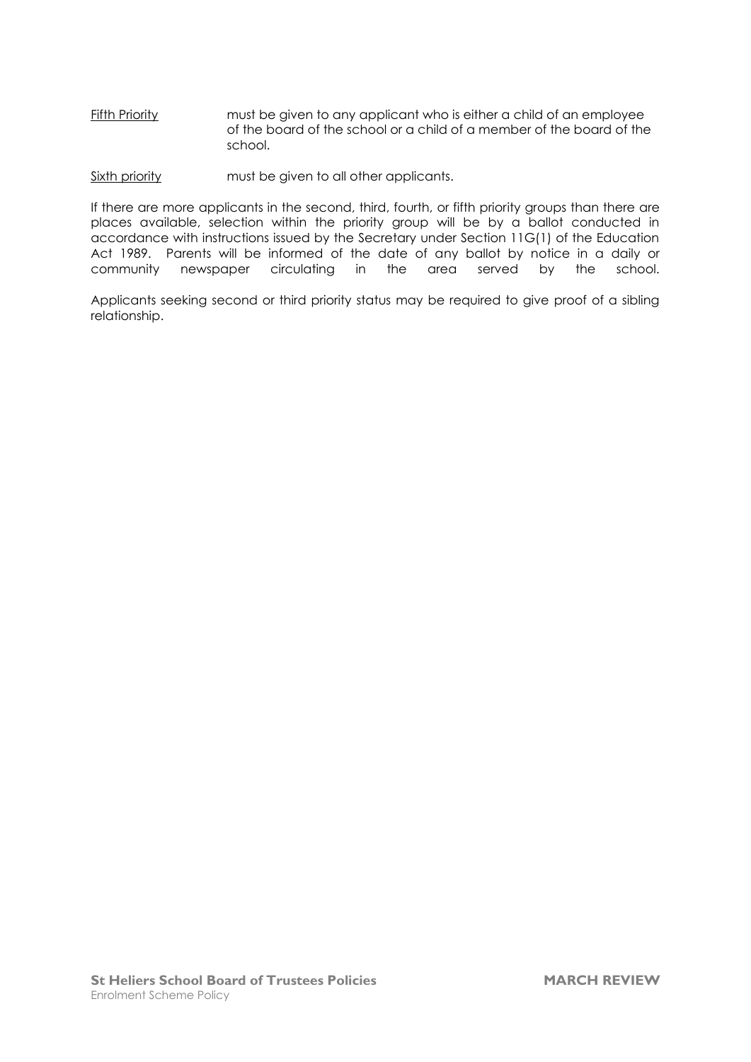<u>Fifth Priority</u> must be given to any applicant who is either a child of an employee of the board of the school or a child of a member of the board of the school.

<u>Sixth priority</u> must be given to all other applicants.

If there are more applicants in the second, third, fourth, or fifth priority groups than there are places available, selection within the priority group will be by a ballot conducted in accordance with instructions issued by the Secretary under Section 11G(1) of the Education Act 1989. Parents will be informed of the date of any ballot by notice in a daily or community newspaper circulating in the area served by the school.

Applicants seeking second or third priority status may be required to give proof of a sibling relationship.